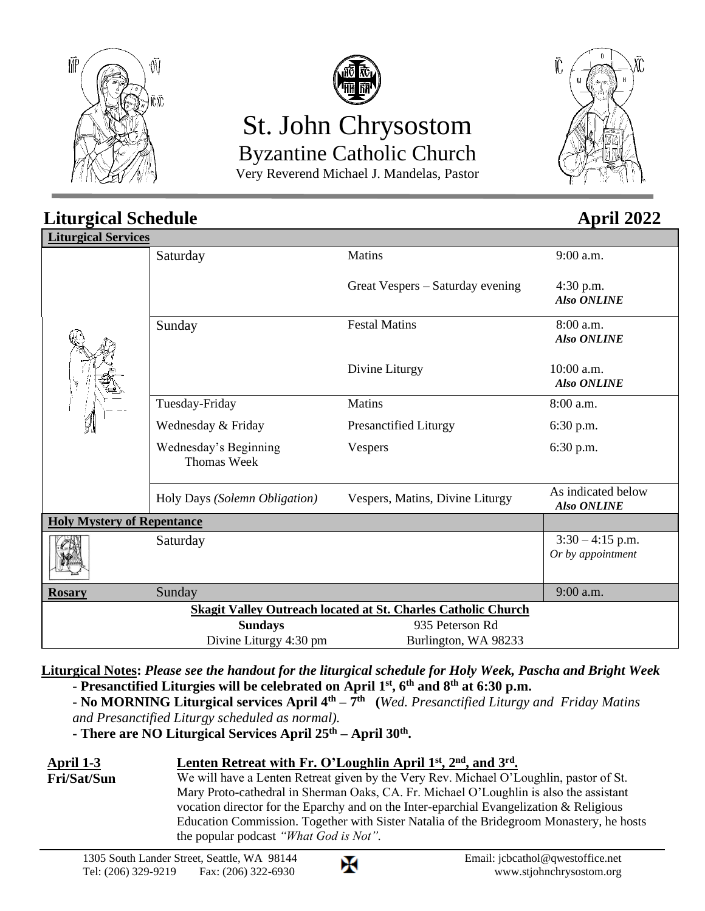# St. John Chrysostom

## Byzantine Catholic Church

Very Reverend Michael J. Mandelas, Pastor

## Liturgical Schedule — April 2022

| Liturgical Services | | | |
|---|---|---|---|
| | Saturday | Matins | 9:00 a.m. |
| | | Great Vespers – Saturday evening | 4:30 p.m. *Also ONLINE* |
| | Sunday | Festal Matins | 8:00 a.m. *Also ONLINE* |
| | | Divine Liturgy | 10:00 a.m. *Also ONLINE* |
| | Tuesday-Friday | Matins | 8:00 a.m. |
| | Wednesday & Friday | Presanctified Liturgy | 6:30 p.m. |
| | Wednesday's Beginning Thomas Week | Vespers | 6:30 p.m. |
| | Holy Days *(Solemn Obligation)* | Vespers, Matins, Divine Liturgy | As indicated below *Also ONLINE* |
| **Holy Mystery of Repentance** | | | |
| | Saturday | | 3:30 – 4:15 p.m. *Or by appointment* |
| **Rosary** | Sunday | | 9:00 a.m. |

**Skagit Valley Outreach located at St. Charles Catholic Church**

| **Sundays** | 935 Peterson Rd |
|---|---|
| Divine Liturgy 4:30 pm | Burlington, WA 98233 |

**Liturgical Notes:** ***Please see the handout for the liturgical schedule for Holy Week, Pascha and Bright Week***

- **Presanctified Liturgies will be celebrated on April 1st, 6th and 8th at 6:30 p.m.**
- **No MORNING Liturgical services April 4th – 7th** **(***Wed. Presanctified Liturgy and Friday Matins and Presanctified Liturgy scheduled as normal).*
- **There are NO Liturgical Services April 25th – April 30th.**

**April 1-3**
**Fri/Sat/Sun**

**Lenten Retreat with Fr. O'Loughlin April 1st, 2nd, and 3rd.**

We will have a Lenten Retreat given by the Very Rev. Michael O'Loughlin, pastor of St. Mary Proto-cathedral in Sherman Oaks, CA. Fr. Michael O'Loughlin is also the assistant vocation director for the Eparchy and on the Inter-eparchial Evangelization & Religious Education Commission. Together with Sister Natalia of the Bridegroom Monastery, he hosts the popular podcast *"What God is Not"*.

1305 South Lander Street, Seattle, WA 98144
Tel: (206) 329-9219 Fax: (206) 322-6930
Email: jcbcathol@qwestoffice.net
www.stjohnchrysostom.org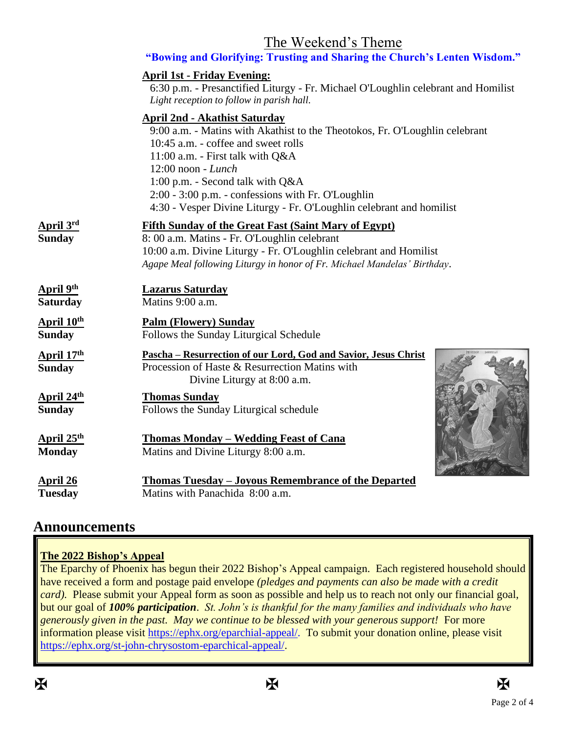## The Weekend's Theme

**"Bowing and Glorifying: Trusting and Sharing the Church's Lenten Wisdom."**

**April 1st - Friday Evening:**

6:30 p.m. - Presanctified Liturgy - Fr. Michael O'Loughlin celebrant and Homilist
*Light reception to follow in parish hall.*

**April 2nd - Akathist Saturday**

9:00 a.m. - Matins with Akathist to the Theotokos, Fr. O'Loughlin celebrant
10:45 a.m. - coffee and sweet rolls
11:00 a.m. - First talk with Q&A
12:00 noon - *Lunch*
1:00 p.m. - Second talk with Q&A
2:00 - 3:00 p.m. - confessions with Fr. O'Loughlin
4:30 - Vesper Divine Liturgy - Fr. O'Loughlin celebrant and homilist

**April 3rd Sunday** — **Fifth Sunday of the Great Fast (Saint Mary of Egypt)**
8: 00 a.m. Matins - Fr. O'Loughlin celebrant
10:00 a.m. Divine Liturgy - Fr. O'Loughlin celebrant and Homilist
*Agape Meal following Liturgy in honor of Fr. Michael Mandelas' Birthday.*

**April 9th Saturday** — **Lazarus Saturday**
Matins 9:00 a.m.

**April 10th Sunday** — **Palm (Flowery) Sunday**
Follows the Sunday Liturgical Schedule

**April 17th Sunday** — **Pascha – Resurrection of our Lord, God and Savior, Jesus Christ**
Procession of Haste & Resurrection Matins with Divine Liturgy at 8:00 a.m.

**April 24th Sunday** — **Thomas Sunday**
Follows the Sunday Liturgical schedule

**April 25th Monday** — **Thomas Monday – Wedding Feast of Cana**
Matins and Divine Liturgy 8:00 a.m.

**April 26 Tuesday** — **Thomas Tuesday – Joyous Remembrance of the Departed**
Matins with Panachida 8:00 a.m.

# Announcements

**The 2022 Bishop's Appeal**

The Eparchy of Phoenix has begun their 2022 Bishop's Appeal campaign. Each registered household should have received a form and postage paid envelope *(pledges and payments can also be made with a credit card).* Please submit your Appeal form as soon as possible and help us to reach not only our financial goal, but our goal of ***100% participation***. *St. John's is thankful for the many families and individuals who have generously given in the past. May we continue to be blessed with your generous support!* For more information please visit https://ephx.org/eparchial-appeal/. To submit your donation online, please visit https://ephx.org/st-john-chrysostom-eparchical-appeal/.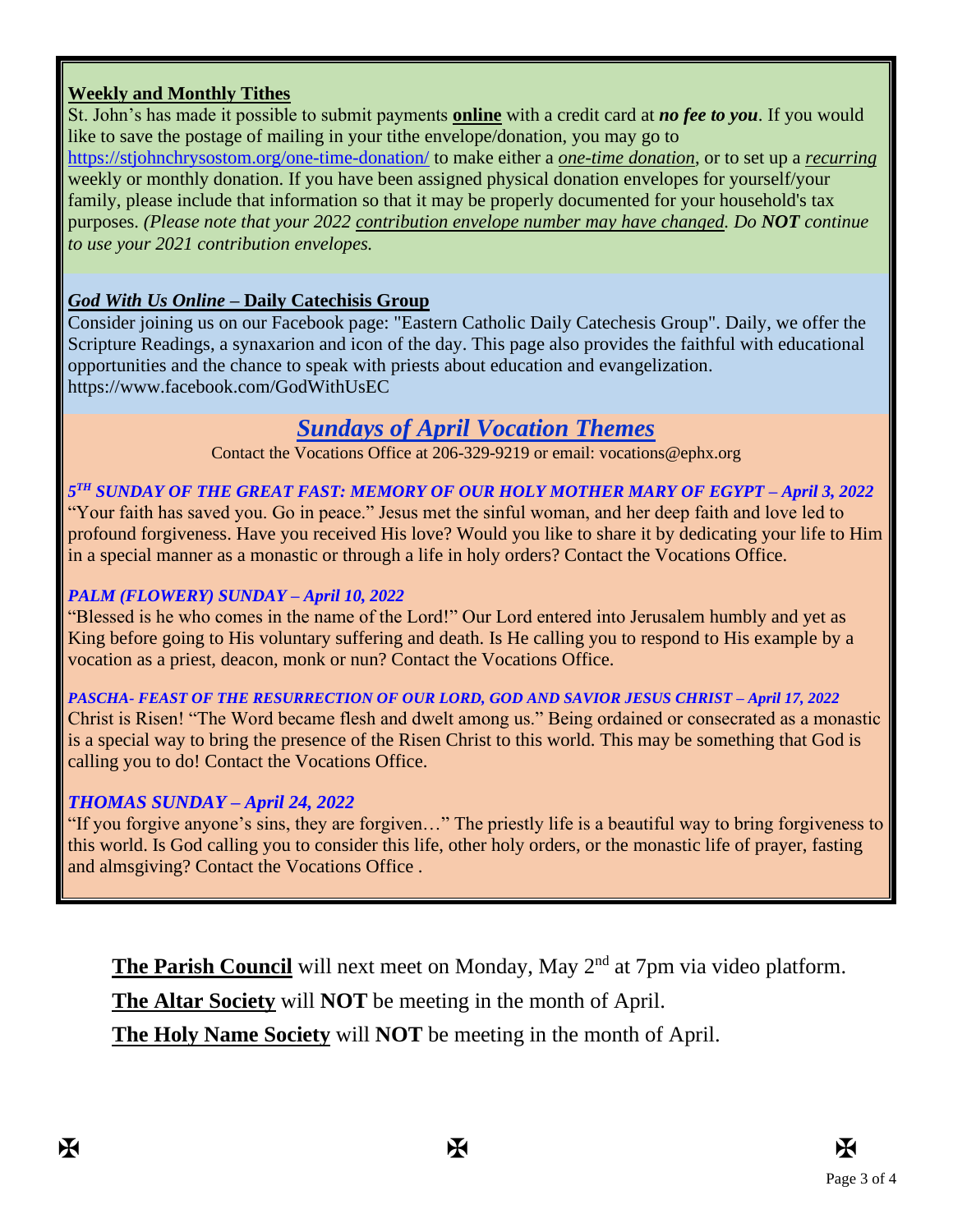## Weekly and Monthly Tithes

St. John's has made it possible to submit payments **online** with a credit card at ***no fee to you***. If you would like to save the postage of mailing in your tithe envelope/donation, you may go to https://stjohnchrysostom.org/one-time-donation/ to make either a *one-time donation*, or to set up a *recurring* weekly or monthly donation. If you have been assigned physical donation envelopes for yourself/your family, please include that information so that it may be properly documented for your household's tax purposes. *(Please note that your 2022 contribution envelope number may have changed. Do **NOT** continue to use your 2021 contribution envelopes.*

## *God With Us Online* – Daily Catechisis Group

Consider joining us on our Facebook page: "Eastern Catholic Daily Catechesis Group". Daily, we offer the Scripture Readings, a synaxarion and icon of the day. This page also provides the faithful with educational opportunities and the chance to speak with priests about education and evangelization.
https://www.facebook.com/GodWithUsEC

## *Sundays of April Vocation Themes*

Contact the Vocations Office at 206-329-9219 or email: vocations@ephx.org

***5TH SUNDAY OF THE GREAT FAST: MEMORY OF OUR HOLY MOTHER MARY OF EGYPT – April 3, 2022***

"Your faith has saved you. Go in peace." Jesus met the sinful woman, and her deep faith and love led to profound forgiveness. Have you received His love? Would you like to share it by dedicating your life to Him in a special manner as a monastic or through a life in holy orders? Contact the Vocations Office.

***PALM (FLOWERY) SUNDAY – April 10, 2022***

"Blessed is he who comes in the name of the Lord!" Our Lord entered into Jerusalem humbly and yet as King before going to His voluntary suffering and death. Is He calling you to respond to His example by a vocation as a priest, deacon, monk or nun? Contact the Vocations Office.

***PASCHA- FEAST OF THE RESURRECTION OF OUR LORD, GOD AND SAVIOR JESUS CHRIST – April 17, 2022***

Christ is Risen! "The Word became flesh and dwelt among us." Being ordained or consecrated as a monastic is a special way to bring the presence of the Risen Christ to this world. This may be something that God is calling you to do! Contact the Vocations Office.

***THOMAS SUNDAY – April 24, 2022***

"If you forgive anyone's sins, they are forgiven…" The priestly life is a beautiful way to bring forgiveness to this world. Is God calling you to consider this life, other holy orders, or the monastic life of prayer, fasting and almsgiving? Contact the Vocations Office .

**The Parish Council** will next meet on Monday, May 2nd at 7pm via video platform.

**The Altar Society** will **NOT** be meeting in the month of April.

**The Holy Name Society** will **NOT** be meeting in the month of April.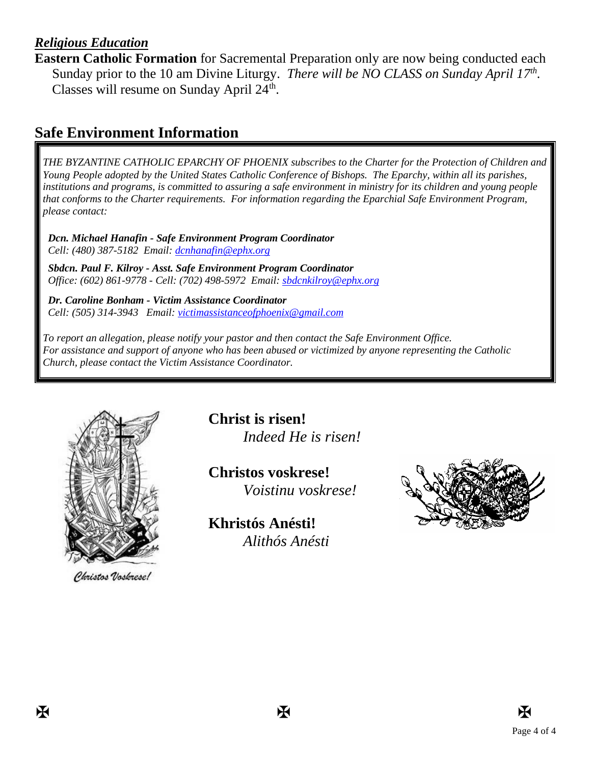## *Religious Education*

**Eastern Catholic Formation** for Sacremental Preparation only are now being conducted each Sunday prior to the 10 am Divine Liturgy. *There will be NO CLASS on Sunday April 17th.* Classes will resume on Sunday April 24th.

## Safe Environment Information

*THE BYZANTINE CATHOLIC EPARCHY OF PHOENIX subscribes to the Charter for the Protection of Children and Young People adopted by the United States Catholic Conference of Bishops. The Eparchy, within all its parishes, institutions and programs, is committed to assuring a safe environment in ministry for its children and young people that conforms to the Charter requirements. For information regarding the Eparchial Safe Environment Program, please contact:*

***Dcn. Michael Hanafin - Safe Environment Program Coordinator***
*Cell: (480) 387-5182 Email: dcnhanafin@ephx.org*

***Sbdcn. Paul F. Kilroy - Asst. Safe Environment Program Coordinator***
*Office: (602) 861-9778 - Cell: (702) 498-5972 Email: sbdcnkilroy@ephx.org*

***Dr. Caroline Bonham - Victim Assistance Coordinator***
*Cell: (505) 314-3943 Email: victimassistanceofphoenix@gmail.com*

*To report an allegation, please notify your pastor and then contact the Safe Environment Office. For assistance and support of anyone who has been abused or victimized by anyone representing the Catholic Church, please contact the Victim Assistance Coordinator.*

Christos Voskrese!

**Christ is risen!**
*Indeed He is risen!*

**Christos voskrese!**
*Voistinu voskrese!*

**Khristós Anésti!**
*Alithós Anésti*